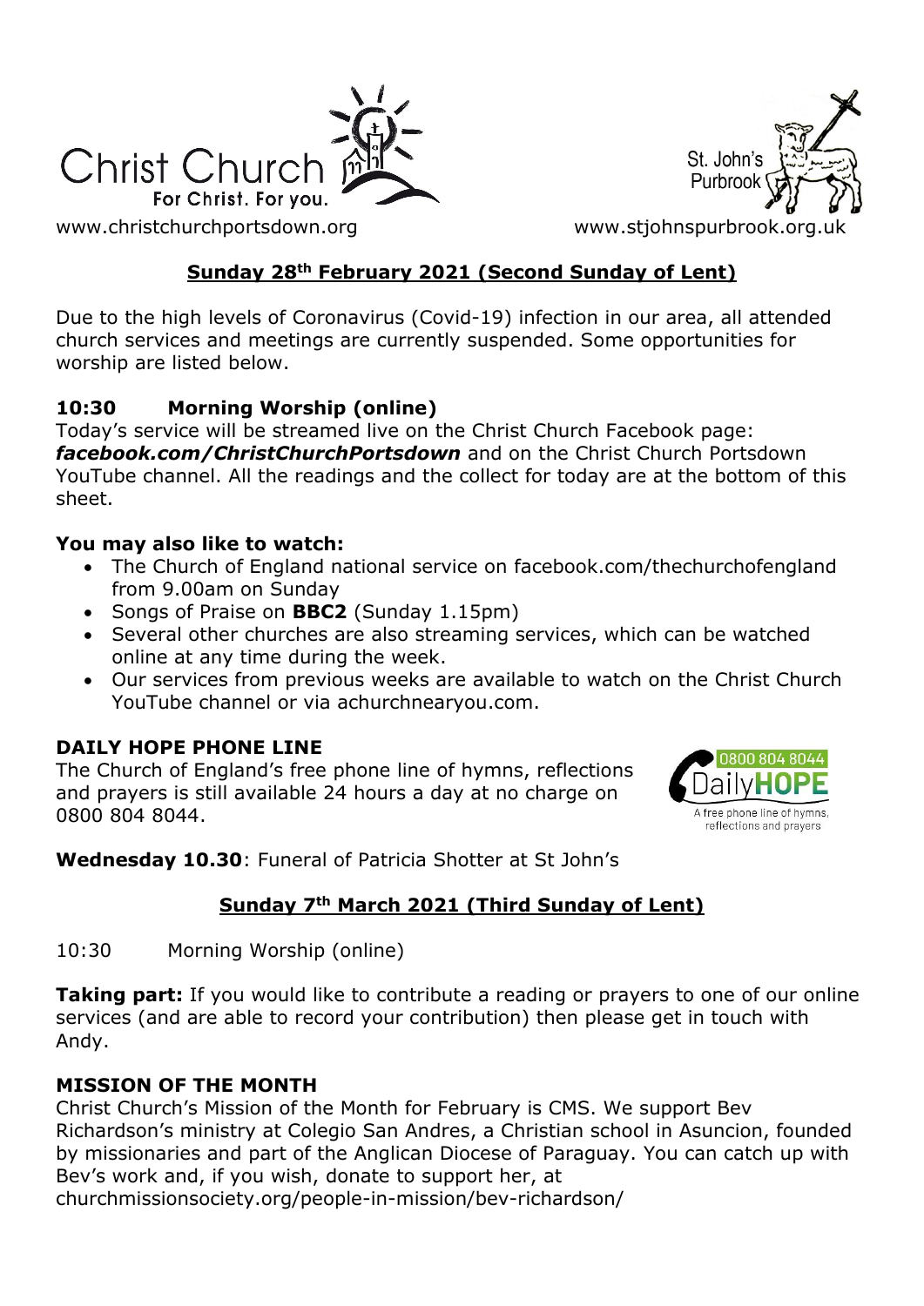Christ Church
For Christ. For you.

www.christchurchportsdown.org

St. John's Purbrook

www.stjohnspurbrook.org.uk

## Sunday 28th February 2021 (Second Sunday of Lent)

Due to the high levels of Coronavirus (Covid-19) infection in our area, all attended church services and meetings are currently suspended. Some opportunities for worship are listed below.

### 10:30 Morning Worship (online)

Today's service will be streamed live on the Christ Church Facebook page: ***facebook.com/ChristChurchPortsdown*** and on the Christ Church Portsdown YouTube channel. All the readings and the collect for today are at the bottom of this sheet.

**You may also like to watch:**

- The Church of England national service on facebook.com/thechurchofengland from 9.00am on Sunday
- Songs of Praise on **BBC2** (Sunday 1.15pm)
- Several other churches are also streaming services, which can be watched online at any time during the week.
- Our services from previous weeks are available to watch on the Christ Church YouTube channel or via achurchnearyou.com.

### DAILY HOPE PHONE LINE

The Church of England's free phone line of hymns, reflections and prayers is still available 24 hours a day at no charge on 0800 804 8044.

0800 804 8044 DailyHOPE
A free phone line of hymns, reflections and prayers

**Wednesday 10.30**: Funeral of Patricia Shotter at St John's

## Sunday 7th March 2021 (Third Sunday of Lent)

10:30 Morning Worship (online)

**Taking part:** If you would like to contribute a reading or prayers to one of our online services (and are able to record your contribution) then please get in touch with Andy.

### MISSION OF THE MONTH

Christ Church's Mission of the Month for February is CMS. We support Bev Richardson's ministry at Colegio San Andres, a Christian school in Asuncion, founded by missionaries and part of the Anglican Diocese of Paraguay. You can catch up with Bev's work and, if you wish, donate to support her, at churchmissionsociety.org/people-in-mission/bev-richardson/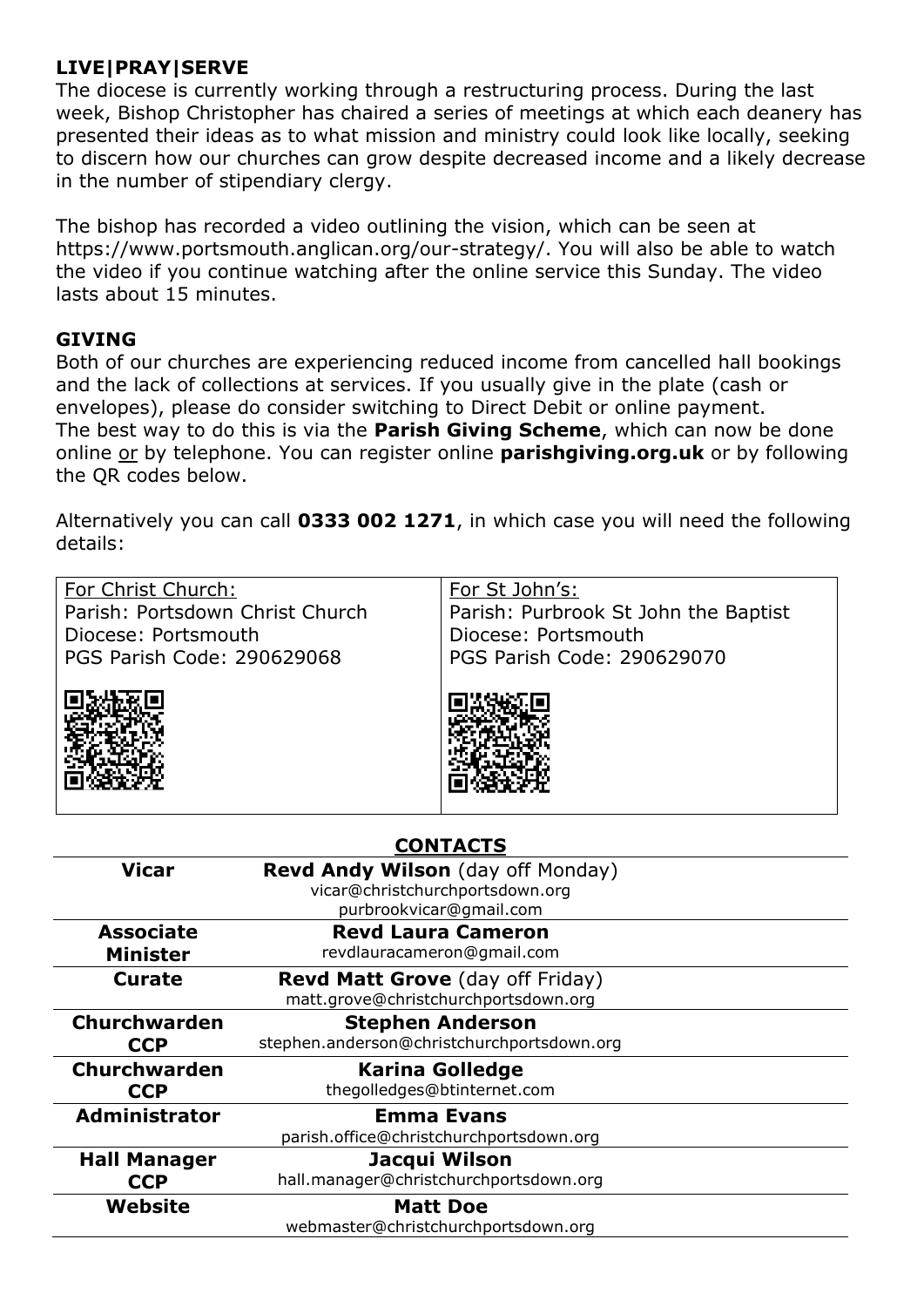## LIVE|PRAY|SERVE

The diocese is currently working through a restructuring process. During the last week, Bishop Christopher has chaired a series of meetings at which each deanery has presented their ideas as to what mission and ministry could look like locally, seeking to discern how our churches can grow despite decreased income and a likely decrease in the number of stipendiary clergy.

The bishop has recorded a video outlining the vision, which can be seen at https://www.portsmouth.anglican.org/our-strategy/. You will also be able to watch the video if you continue watching after the online service this Sunday. The video lasts about 15 minutes.

## GIVING

Both of our churches are experiencing reduced income from cancelled hall bookings and the lack of collections at services. If you usually give in the plate (cash or envelopes), please do consider switching to Direct Debit or online payment. The best way to do this is via the **Parish Giving Scheme**, which can now be done online or by telephone. You can register online **parishgiving.org.uk** or by following the QR codes below.

Alternatively you can call **0333 002 1271**, in which case you will need the following details:

| For Christ Church: | For St John's: |
|---|---|
| Parish: Portsdown Christ Church<br>Diocese: Portsmouth<br>PGS Parish Code: 290629068 | Parish: Purbrook St John the Baptist<br>Diocese: Portsmouth<br>PGS Parish Code: 290629070 |

## CONTACTS

| | |
|---|---|
| **Vicar** | **Revd Andy Wilson** (day off Monday)<br>vicar@christchurchportsdown.org<br>purbrookvicar@gmail.com |
| **Associate Minister** | **Revd Laura Cameron**<br>revdlauracameron@gmail.com |
| **Curate** | **Revd Matt Grove** (day off Friday)<br>matt.grove@christchurchportsdown.org |
| **Churchwarden CCP** | **Stephen Anderson**<br>stephen.anderson@christchurchportsdown.org |
| **Churchwarden CCP** | **Karina Golledge**<br>thegolledges@btinternet.com |
| **Administrator** | **Emma Evans**<br>parish.office@christchurchportsdown.org |
| **Hall Manager CCP** | **Jacqui Wilson**<br>hall.manager@christchurchportsdown.org |
| **Website** | **Matt Doe**<br>webmaster@christchurchportsdown.org |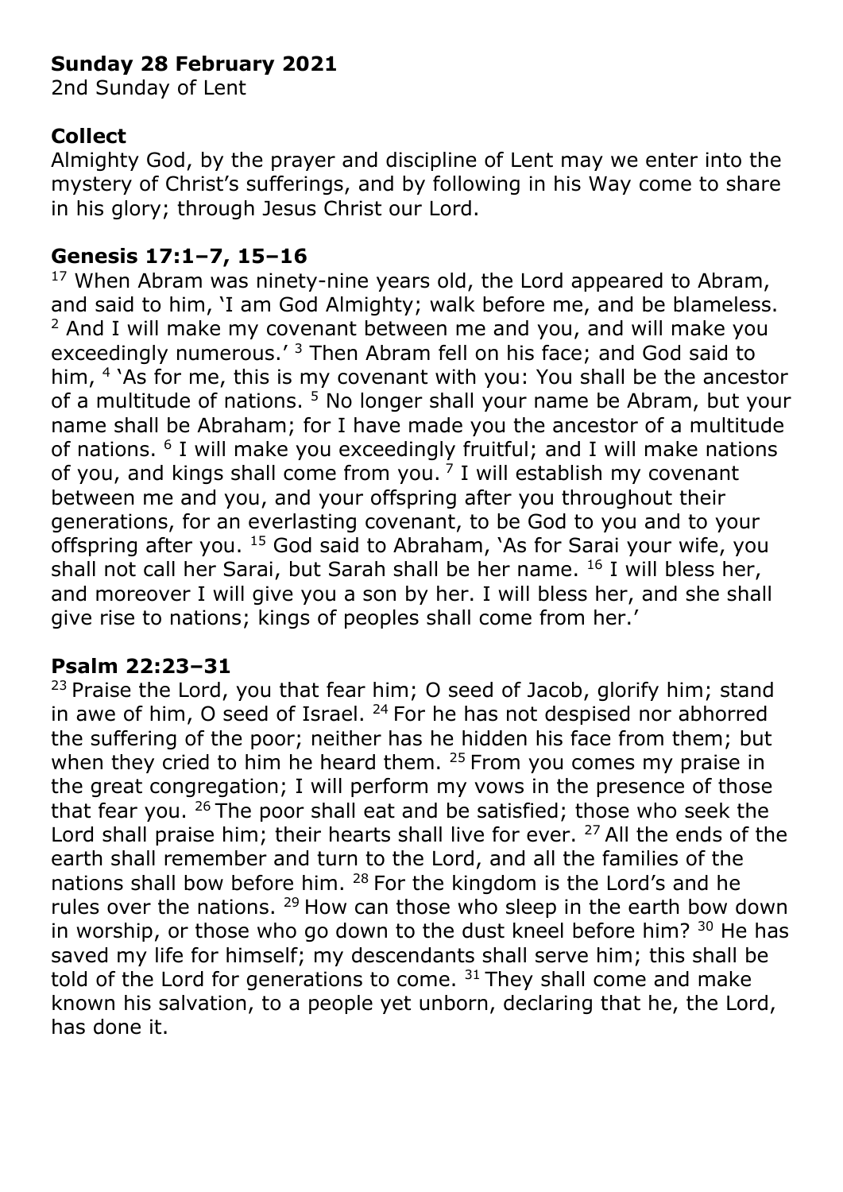**Sunday 28 February 2021**

2nd Sunday of Lent

**Collect**

Almighty God, by the prayer and discipline of Lent may we enter into the mystery of Christ's sufferings, and by following in his Way come to share in his glory; through Jesus Christ our Lord.

**Genesis 17:1–7, 15–16**

[17] When Abram was ninety-nine years old, the Lord appeared to Abram, and said to him, 'I am God Almighty; walk before me, and be blameless. [2] And I will make my covenant between me and you, and will make you exceedingly numerous.' [3] Then Abram fell on his face; and God said to him, [4] 'As for me, this is my covenant with you: You shall be the ancestor of a multitude of nations. [5] No longer shall your name be Abram, but your name shall be Abraham; for I have made you the ancestor of a multitude of nations. [6] I will make you exceedingly fruitful; and I will make nations of you, and kings shall come from you. [7] I will establish my covenant between me and you, and your offspring after you throughout their generations, for an everlasting covenant, to be God to you and to your offspring after you. [15] God said to Abraham, 'As for Sarai your wife, you shall not call her Sarai, but Sarah shall be her name. [16] I will bless her, and moreover I will give you a son by her. I will bless her, and she shall give rise to nations; kings of peoples shall come from her.'

**Psalm 22:23–31**

[23] Praise the Lord, you that fear him; O seed of Jacob, glorify him; stand in awe of him, O seed of Israel. [24] For he has not despised nor abhorred the suffering of the poor; neither has he hidden his face from them; but when they cried to him he heard them. [25] From you comes my praise in the great congregation; I will perform my vows in the presence of those that fear you. [26] The poor shall eat and be satisfied; those who seek the Lord shall praise him; their hearts shall live for ever. [27] All the ends of the earth shall remember and turn to the Lord, and all the families of the nations shall bow before him. [28] For the kingdom is the Lord's and he rules over the nations. [29] How can those who sleep in the earth bow down in worship, or those who go down to the dust kneel before him? [30] He has saved my life for himself; my descendants shall serve him; this shall be told of the Lord for generations to come. [31] They shall come and make known his salvation, to a people yet unborn, declaring that he, the Lord, has done it.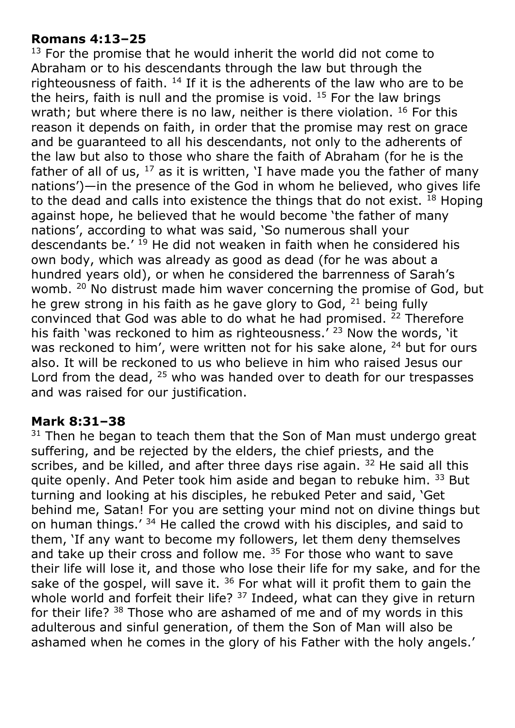**Romans 4:13–25**

[13] For the promise that he would inherit the world did not come to Abraham or to his descendants through the law but through the righteousness of faith. [14] If it is the adherents of the law who are to be the heirs, faith is null and the promise is void. [15] For the law brings wrath; but where there is no law, neither is there violation. [16] For this reason it depends on faith, in order that the promise may rest on grace and be guaranteed to all his descendants, not only to the adherents of the law but also to those who share the faith of Abraham (for he is the father of all of us, [17] as it is written, 'I have made you the father of many nations')—in the presence of the God in whom he believed, who gives life to the dead and calls into existence the things that do not exist. [18] Hoping against hope, he believed that he would become 'the father of many nations', according to what was said, 'So numerous shall your descendants be.' [19] He did not weaken in faith when he considered his own body, which was already as good as dead (for he was about a hundred years old), or when he considered the barrenness of Sarah's womb. [20] No distrust made him waver concerning the promise of God, but he grew strong in his faith as he gave glory to God, [21] being fully convinced that God was able to do what he had promised. [22] Therefore his faith 'was reckoned to him as righteousness.' [23] Now the words, 'it was reckoned to him', were written not for his sake alone, [24] but for ours also. It will be reckoned to us who believe in him who raised Jesus our Lord from the dead, [25] who was handed over to death for our trespasses and was raised for our justification.

**Mark 8:31–38**

[31] Then he began to teach them that the Son of Man must undergo great suffering, and be rejected by the elders, the chief priests, and the scribes, and be killed, and after three days rise again. [32] He said all this quite openly. And Peter took him aside and began to rebuke him. [33] But turning and looking at his disciples, he rebuked Peter and said, 'Get behind me, Satan! For you are setting your mind not on divine things but on human things.' [34] He called the crowd with his disciples, and said to them, 'If any want to become my followers, let them deny themselves and take up their cross and follow me. [35] For those who want to save their life will lose it, and those who lose their life for my sake, and for the sake of the gospel, will save it. [36] For what will it profit them to gain the whole world and forfeit their life? [37] Indeed, what can they give in return for their life? [38] Those who are ashamed of me and of my words in this adulterous and sinful generation, of them the Son of Man will also be ashamed when he comes in the glory of his Father with the holy angels.'